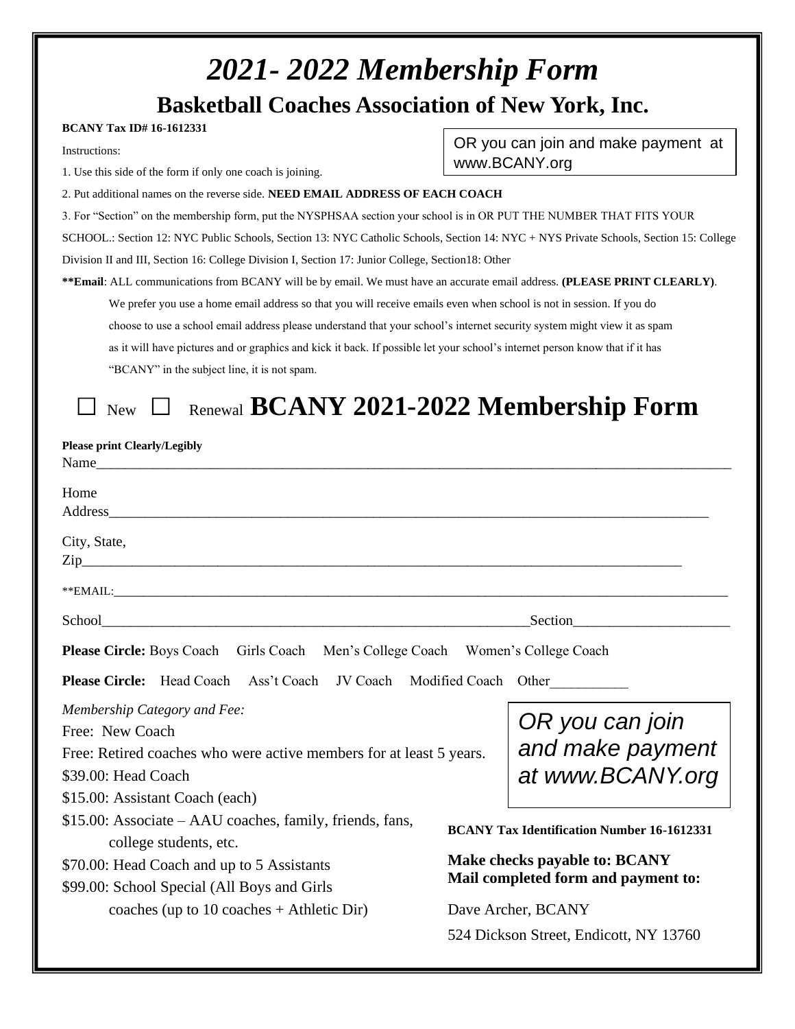# *2021- 2022 Membership Form*

## Basketball Coaches Association of New York, Inc.

**BCANY Tax ID# 16-1612331**

OR you can join and make payment at www.BCANY.org

Instructions:

1. Use this side of the form if only one coach is joining.
2. Put additional names on the reverse side. **NEED EMAIL ADDRESS OF EACH COACH**
3. For "Section" on the membership form, put the NYSPHSAA section your school is in OR PUT THE NUMBER THAT FITS YOUR SCHOOL.: Section 12: NYC Public Schools, Section 13: NYC Catholic Schools, Section 14: NYC + NYS Private Schools, Section 15: College Division II and III, Section 16: College Division I, Section 17: Junior College, Section18: Other

****Email**: ALL communications from BCANY will be by email. We must have an accurate email address. **(PLEASE PRINT CLEARLY)**. We prefer you use a home email address so that you will receive emails even when school is not in session. If you do choose to use a school email address please understand that your school's internet security system might view it as spam as it will have pictures and or graphics and kick it back. If possible let your school's internet person know that if it has "BCANY" in the subject line, it is not spam.

☐ New ☐ Renewal **BCANY 2021-2022 Membership Form**

**Please print Clearly/Legibly**

Name_______________________________________________

Home Address_______________________________________________

City, State, Zip_______________________________________________

**EMAIL:_______________________________________________

School_________________________________ Section_______________

**Please Circle:** Boys Coach Girls Coach Men's College Coach Women's College Coach

**Please Circle:** Head Coach Ass't Coach JV Coach Modified Coach Other__________

*Membership Category and Fee:*

Free: New Coach  
Free: Retired coaches who were active members for at least 5 years.  
$39.00: Head Coach  
$15.00: Assistant Coach (each)  
$15.00: Associate – AAU coaches, family, friends, fans, college students, etc.  
$70.00: Head Coach and up to 5 Assistants  
$99.00: School Special (All Boys and Girls coaches (up to 10 coaches + Athletic Dir)

*OR you can join and make payment at www.BCANY.org*

**BCANY Tax Identification Number 16-1612331**

**Make checks payable to: BCANY**  
**Mail completed form and payment to:**

Dave Archer, BCANY  
524 Dickson Street, Endicott, NY 13760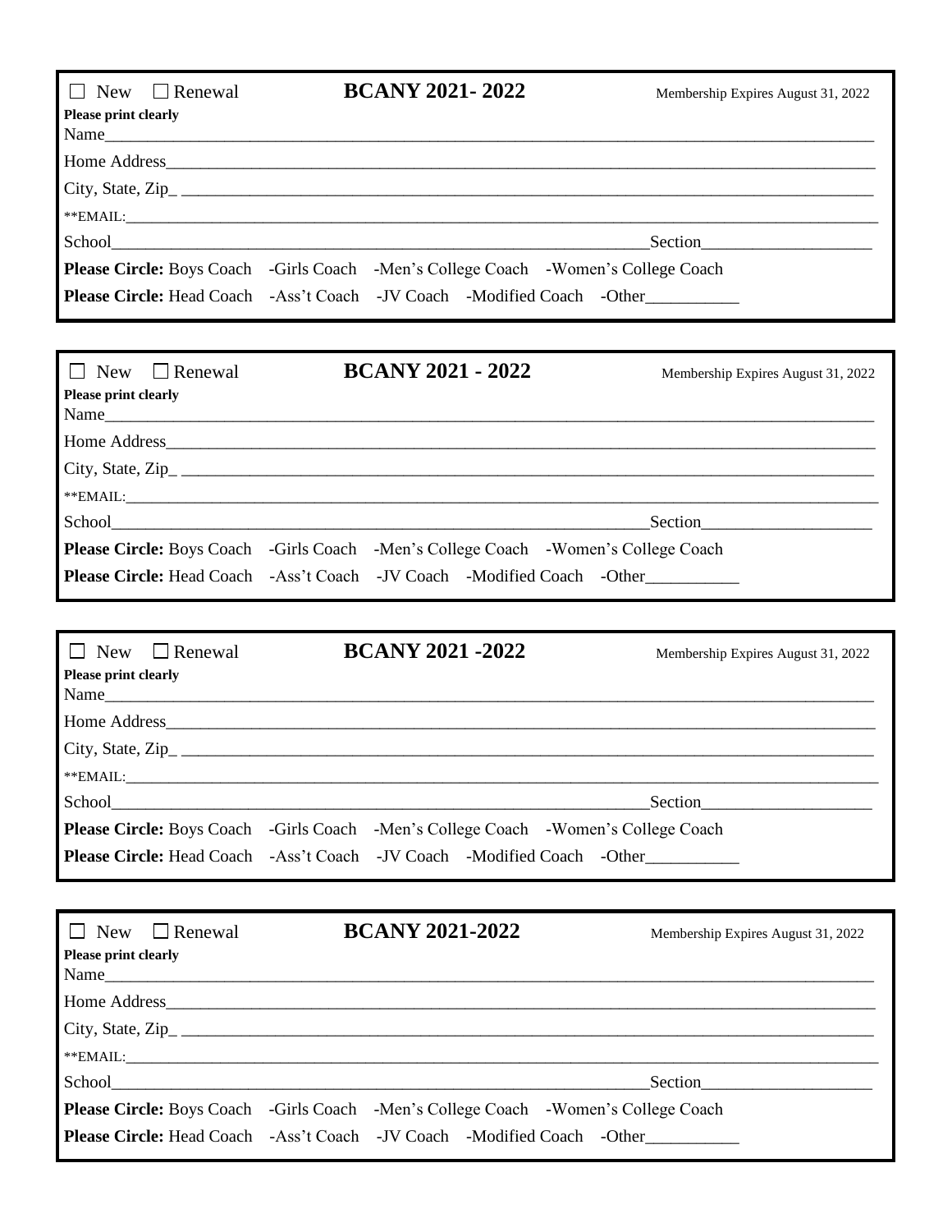☐ New ☐ Renewal **BCANY 2021- 2022** Membership Expires August 31, 2022

**Please print clearly**

Name___________________________________________________________________________________

Home Address____________________________________________________________________________

City, State, Zip_ _________________________________________________________________________

**EMAIL:________________________________________________________________________________

School_______________________________________________________Section___________________

**Please Circle:** Boys Coach -Girls Coach -Men's College Coach -Women's College Coach

**Please Circle:** Head Coach -Ass't Coach -JV Coach -Modified Coach -Other__________

---

☐ New ☐ Renewal **BCANY 2021 - 2022** Membership Expires August 31, 2022

**Please print clearly**

Name___________________________________________________________________________________

Home Address____________________________________________________________________________

City, State, Zip_ _________________________________________________________________________

**EMAIL:________________________________________________________________________________

School_______________________________________________________Section___________________

**Please Circle:** Boys Coach -Girls Coach -Men's College Coach -Women's College Coach

**Please Circle:** Head Coach -Ass't Coach -JV Coach -Modified Coach -Other__________

---

☐ New ☐ Renewal **BCANY 2021 -2022** Membership Expires August 31, 2022

**Please print clearly**

Name___________________________________________________________________________________

Home Address____________________________________________________________________________

City, State, Zip_ _________________________________________________________________________

**EMAIL:________________________________________________________________________________

School_______________________________________________________Section___________________

**Please Circle:** Boys Coach -Girls Coach -Men's College Coach -Women's College Coach

**Please Circle:** Head Coach -Ass't Coach -JV Coach -Modified Coach -Other__________

---

☐ New ☐ Renewal **BCANY 2021-2022** Membership Expires August 31, 2022

**Please print clearly**

Name___________________________________________________________________________________

Home Address____________________________________________________________________________

City, State, Zip_ _________________________________________________________________________

**EMAIL:________________________________________________________________________________

School_______________________________________________________Section___________________

**Please Circle:** Boys Coach -Girls Coach -Men's College Coach -Women's College Coach

**Please Circle:** Head Coach -Ass't Coach -JV Coach -Modified Coach -Other__________